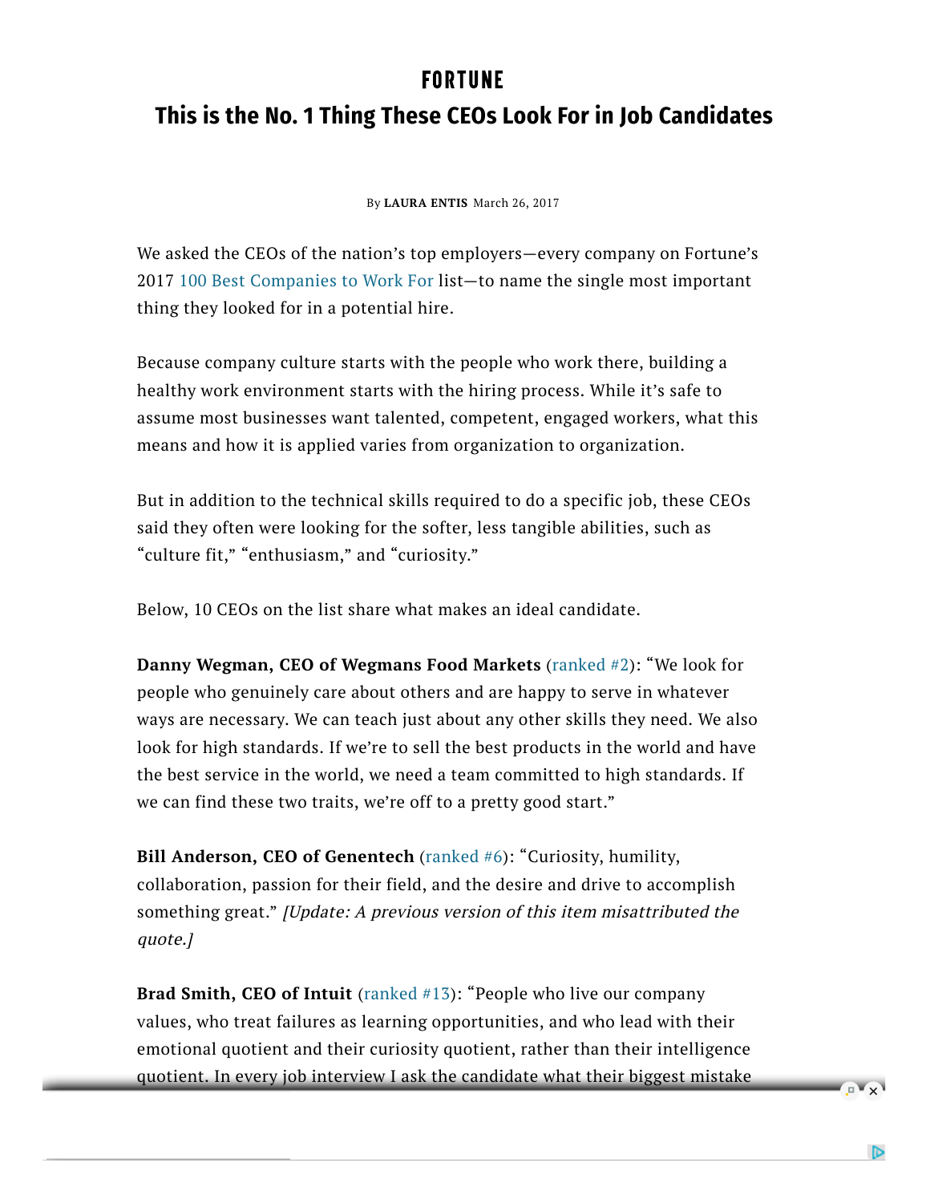# FORTUNE

## This is the No. 1 Thing These CEOs Look For in Job Candidates

By **LAURA ENTIS** March 26, 2017

We asked the CEOs of the nation's top employers—every company on Fortune's 2017 100 Best Companies to Work For list—to name the single most important thing they looked for in a potential hire.

Because company culture starts with the people who work there, building a healthy work environment starts with the hiring process. While it's safe to assume most businesses want talented, competent, engaged workers, what this means and how it is applied varies from organization to organization.

But in addition to the technical skills required to do a specific job, these CEOs said they often were looking for the softer, less tangible abilities, such as "culture fit," "enthusiasm," and "curiosity."

Below, 10 CEOs on the list share what makes an ideal candidate.

**Danny Wegman, CEO of Wegmans Food Markets** (ranked #2): "We look for people who genuinely care about others and are happy to serve in whatever ways are necessary. We can teach just about any other skills they need. We also look for high standards. If we're to sell the best products in the world and have the best service in the world, we need a team committed to high standards. If we can find these two traits, we're off to a pretty good start."

**Bill Anderson, CEO of Genentech** (ranked #6): "Curiosity, humility, collaboration, passion for their field, and the desire and drive to accomplish something great." *[Update: A previous version of this item misattributed the quote.]*

**Brad Smith, CEO of Intuit** (ranked #13): "People who live our company values, who treat failures as learning opportunities, and who lead with their emotional quotient and their curiosity quotient, rather than their intelligence quotient. In every job interview I ask the candidate what their biggest mistake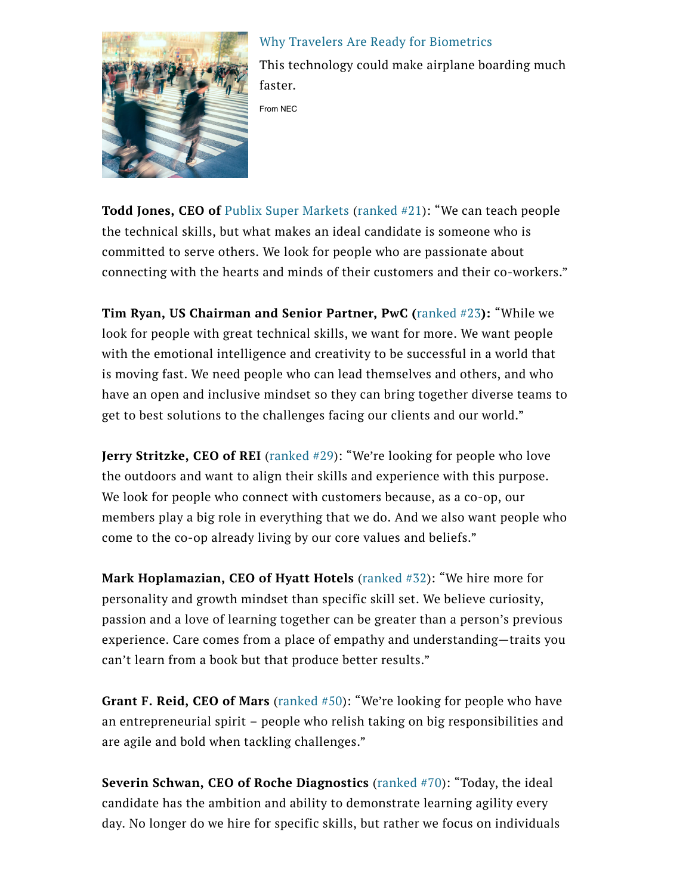Why Travelers Are Ready for Biometrics

This technology could make airplane boarding much faster.

From NEC

**Todd Jones, CEO of** Publix Super Markets (ranked #21): "We can teach people the technical skills, but what makes an ideal candidate is someone who is committed to serve others. We look for people who are passionate about connecting with the hearts and minds of their customers and their co-workers."

**Tim Ryan, US Chairman and Senior Partner, PwC (**ranked #23**):** "While we look for people with great technical skills, we want for more. We want people with the emotional intelligence and creativity to be successful in a world that is moving fast. We need people who can lead themselves and others, and who have an open and inclusive mindset so they can bring together diverse teams to get to best solutions to the challenges facing our clients and our world."

**Jerry Stritzke, CEO of REI** (ranked #29): "We're looking for people who love the outdoors and want to align their skills and experience with this purpose. We look for people who connect with customers because, as a co-op, our members play a big role in everything that we do. And we also want people who come to the co-op already living by our core values and beliefs."

**Mark Hoplamazian, CEO of Hyatt Hotels** (ranked #32): "We hire more for personality and growth mindset than specific skill set. We believe curiosity, passion and a love of learning together can be greater than a person's previous experience. Care comes from a place of empathy and understanding—traits you can't learn from a book but that produce better results."

**Grant F. Reid, CEO of Mars** (ranked #50): "We're looking for people who have an entrepreneurial spirit – people who relish taking on big responsibilities and are agile and bold when tackling challenges."

**Severin Schwan, CEO of Roche Diagnostics** (ranked #70): "Today, the ideal candidate has the ambition and ability to demonstrate learning agility every day. No longer do we hire for specific skills, but rather we focus on individuals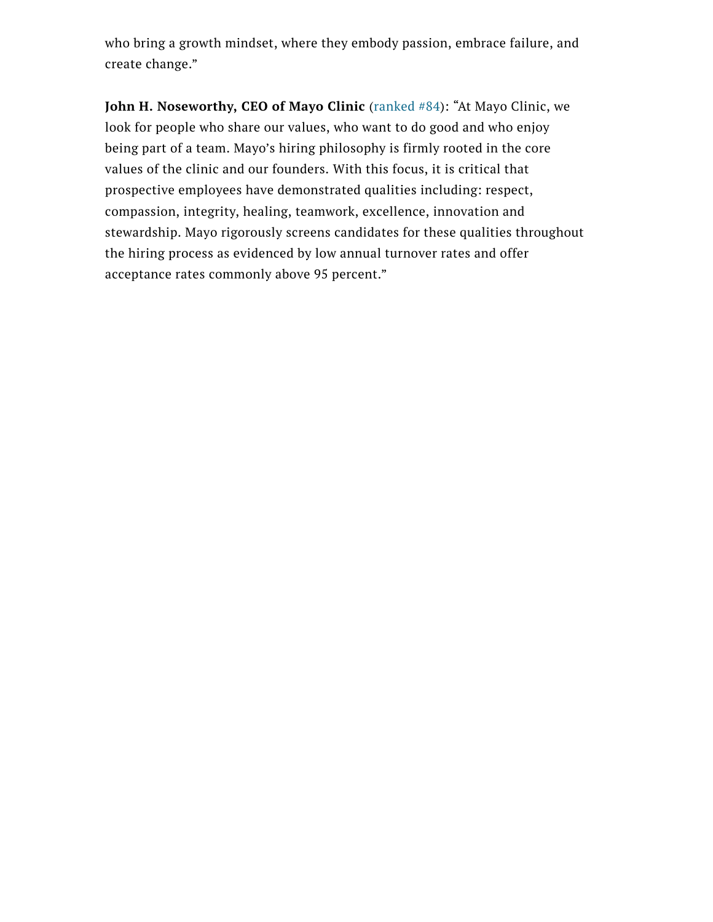who bring a growth mindset, where they embody passion, embrace failure, and create change."

**John H. Noseworthy, CEO of Mayo Clinic** (ranked #84): "At Mayo Clinic, we look for people who share our values, who want to do good and who enjoy being part of a team. Mayo's hiring philosophy is firmly rooted in the core values of the clinic and our founders. With this focus, it is critical that prospective employees have demonstrated qualities including: respect, compassion, integrity, healing, teamwork, excellence, innovation and stewardship. Mayo rigorously screens candidates for these qualities throughout the hiring process as evidenced by low annual turnover rates and offer acceptance rates commonly above 95 percent."